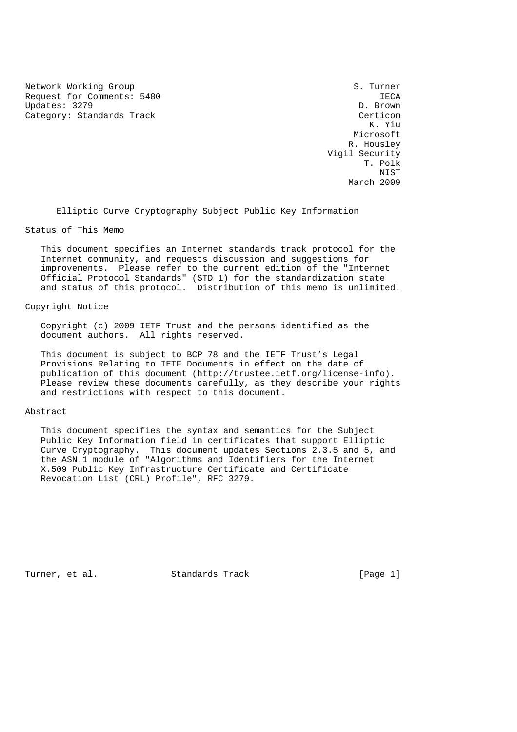Network Working Group                                          S. Turner
Request for Comments: 5480                                          IECA
Updates: 3279                                                   D. Brown
Category: Standards Track                                       Certicom
                                                                  K. Yiu
                                                               Microsoft
                                                              R. Housley
                                                          Vigil Security
                                                                 T. Polk
                                                                    NIST
                                                              March 2009

# Elliptic Curve Cryptography Subject Public Key Information

## Status of This Memo

This document specifies an Internet standards track protocol for the Internet community, and requests discussion and suggestions for improvements. Please refer to the current edition of the "Internet Official Protocol Standards" (STD 1) for the standardization state and status of this protocol. Distribution of this memo is unlimited.

## Copyright Notice

Copyright (c) 2009 IETF Trust and the persons identified as the document authors. All rights reserved.

This document is subject to BCP 78 and the IETF Trust's Legal Provisions Relating to IETF Documents in effect on the date of publication of this document (http://trustee.ietf.org/license-info). Please review these documents carefully, as they describe your rights and restrictions with respect to this document.

## Abstract

This document specifies the syntax and semantics for the Subject Public Key Information field in certificates that support Elliptic Curve Cryptography. This document updates Sections 2.3.5 and 5, and the ASN.1 module of "Algorithms and Identifiers for the Internet X.509 Public Key Infrastructure Certificate and Certificate Revocation List (CRL) Profile", RFC 3279.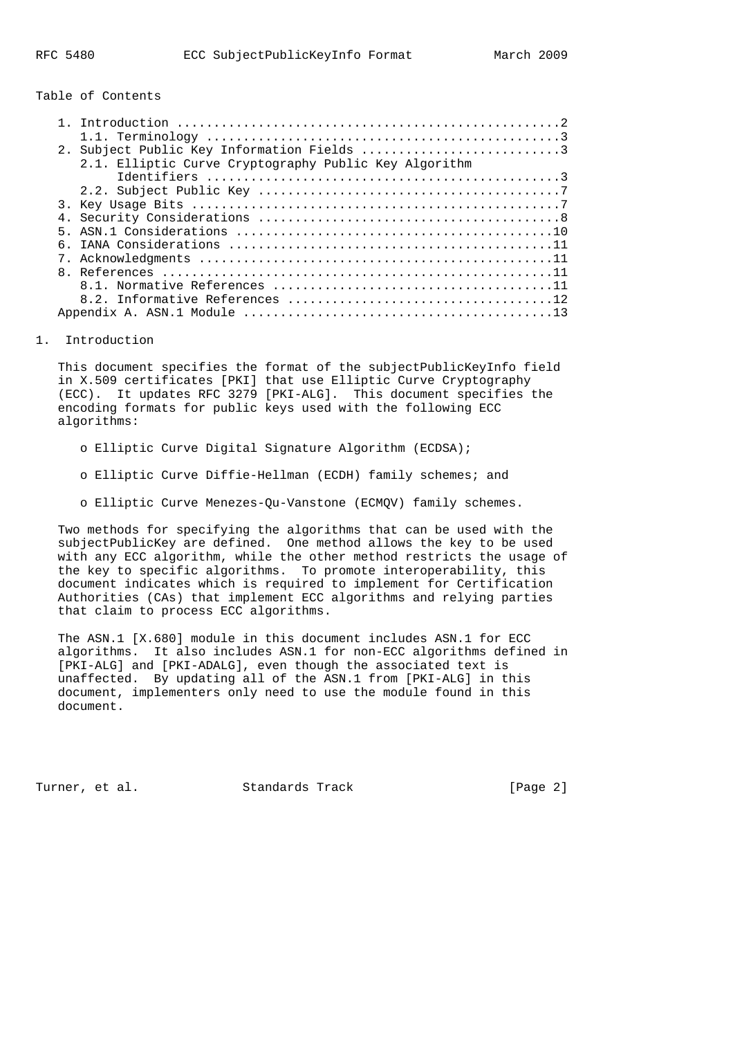Table of Contents

```
   1. Introduction ....................................................2
      1.1. Terminology ................................................3
   2. Subject Public Key Information Fields ...........................3
      2.1. Elliptic Curve Cryptography Public Key Algorithm
           Identifiers ................................................3
      2.2. Subject Public Key .........................................7
   3. Key Usage Bits ..................................................7
   4. Security Considerations .........................................8
   5. ASN.1 Considerations ...........................................10
   6. IANA Considerations ............................................11
   7. Acknowledgments ................................................11
   8. References .....................................................11
      8.1. Normative References ......................................11
      8.2. Informative References ....................................12
   Appendix A. ASN.1 Module ..........................................13
```

## 1. Introduction

This document specifies the format of the subjectPublicKeyInfo field in X.509 certificates [PKI] that use Elliptic Curve Cryptography (ECC). It updates RFC 3279 [PKI-ALG]. This document specifies the encoding formats for public keys used with the following ECC algorithms:

- Elliptic Curve Digital Signature Algorithm (ECDSA);
- Elliptic Curve Diffie-Hellman (ECDH) family schemes; and
- Elliptic Curve Menezes-Qu-Vanstone (ECMQV) family schemes.

Two methods for specifying the algorithms that can be used with the subjectPublicKey are defined. One method allows the key to be used with any ECC algorithm, while the other method restricts the usage of the key to specific algorithms. To promote interoperability, this document indicates which is required to implement for Certification Authorities (CAs) that implement ECC algorithms and relying parties that claim to process ECC algorithms.

The ASN.1 [X.680] module in this document includes ASN.1 for ECC algorithms. It also includes ASN.1 for non-ECC algorithms defined in [PKI-ALG] and [PKI-ADALG], even though the associated text is unaffected. By updating all of the ASN.1 from [PKI-ALG] in this document, implementers only need to use the module found in this document.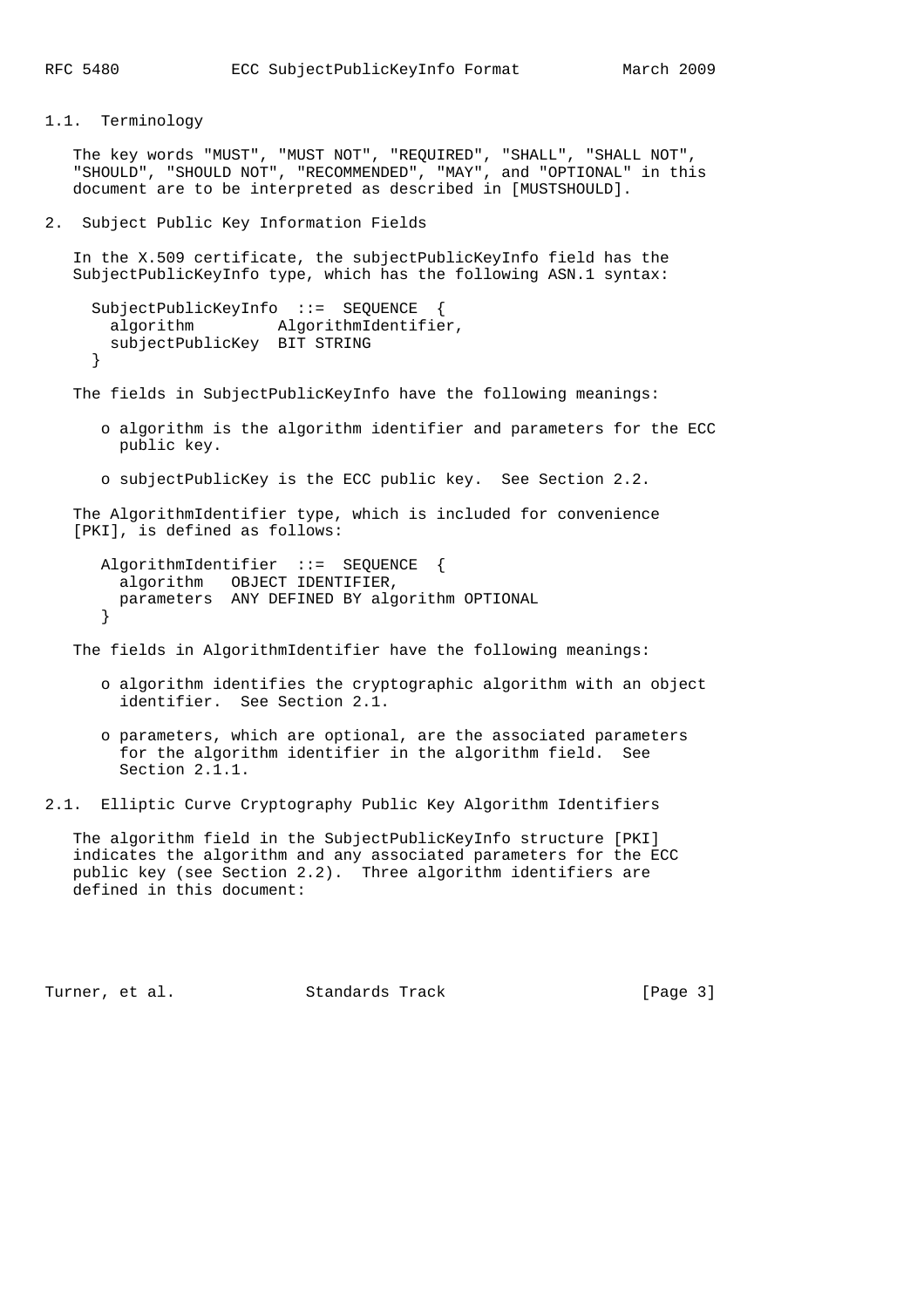### 1.1. Terminology

The key words "MUST", "MUST NOT", "REQUIRED", "SHALL", "SHALL NOT", "SHOULD", "SHOULD NOT", "RECOMMENDED", "MAY", and "OPTIONAL" in this document are to be interpreted as described in [MUSTSHOULD].

## 2. Subject Public Key Information Fields

In the X.509 certificate, the subjectPublicKeyInfo field has the SubjectPublicKeyInfo type, which has the following ASN.1 syntax:

```
SubjectPublicKeyInfo  ::=  SEQUENCE  {
  algorithm         AlgorithmIdentifier,
  subjectPublicKey  BIT STRING
}
```

The fields in SubjectPublicKeyInfo have the following meanings:

- algorithm is the algorithm identifier and parameters for the ECC public key.
- subjectPublicKey is the ECC public key. See Section 2.2.

The AlgorithmIdentifier type, which is included for convenience [PKI], is defined as follows:

```
AlgorithmIdentifier  ::=  SEQUENCE  {
  algorithm   OBJECT IDENTIFIER,
  parameters  ANY DEFINED BY algorithm OPTIONAL
}
```

The fields in AlgorithmIdentifier have the following meanings:

- algorithm identifies the cryptographic algorithm with an object identifier. See Section 2.1.
- parameters, which are optional, are the associated parameters for the algorithm identifier in the algorithm field. See Section 2.1.1.

### 2.1. Elliptic Curve Cryptography Public Key Algorithm Identifiers

The algorithm field in the SubjectPublicKeyInfo structure [PKI] indicates the algorithm and any associated parameters for the ECC public key (see Section 2.2). Three algorithm identifiers are defined in this document: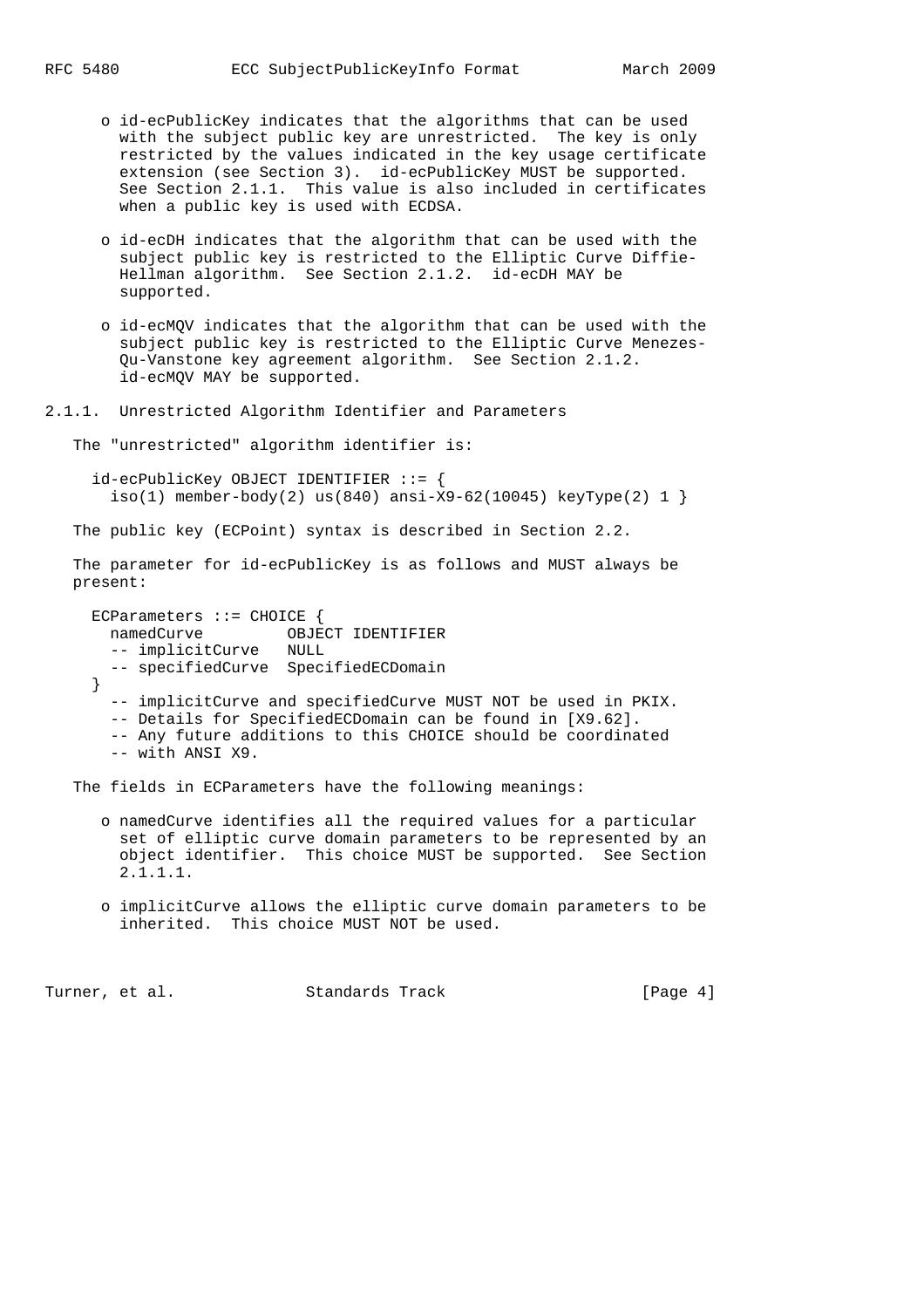- id-ecPublicKey indicates that the algorithms that can be used with the subject public key are unrestricted. The key is only restricted by the values indicated in the key usage certificate extension (see Section 3). id-ecPublicKey MUST be supported. See Section 2.1.1. This value is also included in certificates when a public key is used with ECDSA.

- id-ecDH indicates that the algorithm that can be used with the subject public key is restricted to the Elliptic Curve Diffie-Hellman algorithm. See Section 2.1.2. id-ecDH MAY be supported.

- id-ecMQV indicates that the algorithm that can be used with the subject public key is restricted to the Elliptic Curve Menezes-Qu-Vanstone key agreement algorithm. See Section 2.1.2. id-ecMQV MAY be supported.

### 2.1.1. Unrestricted Algorithm Identifier and Parameters

The "unrestricted" algorithm identifier is:

```
id-ecPublicKey OBJECT IDENTIFIER ::= {
  iso(1) member-body(2) us(840) ansi-X9-62(10045) keyType(2) 1 }
```

The public key (ECPoint) syntax is described in Section 2.2.

The parameter for id-ecPublicKey is as follows and MUST always be present:

```
ECParameters ::= CHOICE {
  namedCurve         OBJECT IDENTIFIER
  -- implicitCurve   NULL
  -- specifiedCurve  SpecifiedECDomain
}
  -- implicitCurve and specifiedCurve MUST NOT be used in PKIX.
  -- Details for SpecifiedECDomain can be found in [X9.62].
  -- Any future additions to this CHOICE should be coordinated
  -- with ANSI X9.
```

The fields in ECParameters have the following meanings:

- namedCurve identifies all the required values for a particular set of elliptic curve domain parameters to be represented by an object identifier. This choice MUST be supported. See Section 2.1.1.1.

- implicitCurve allows the elliptic curve domain parameters to be inherited. This choice MUST NOT be used.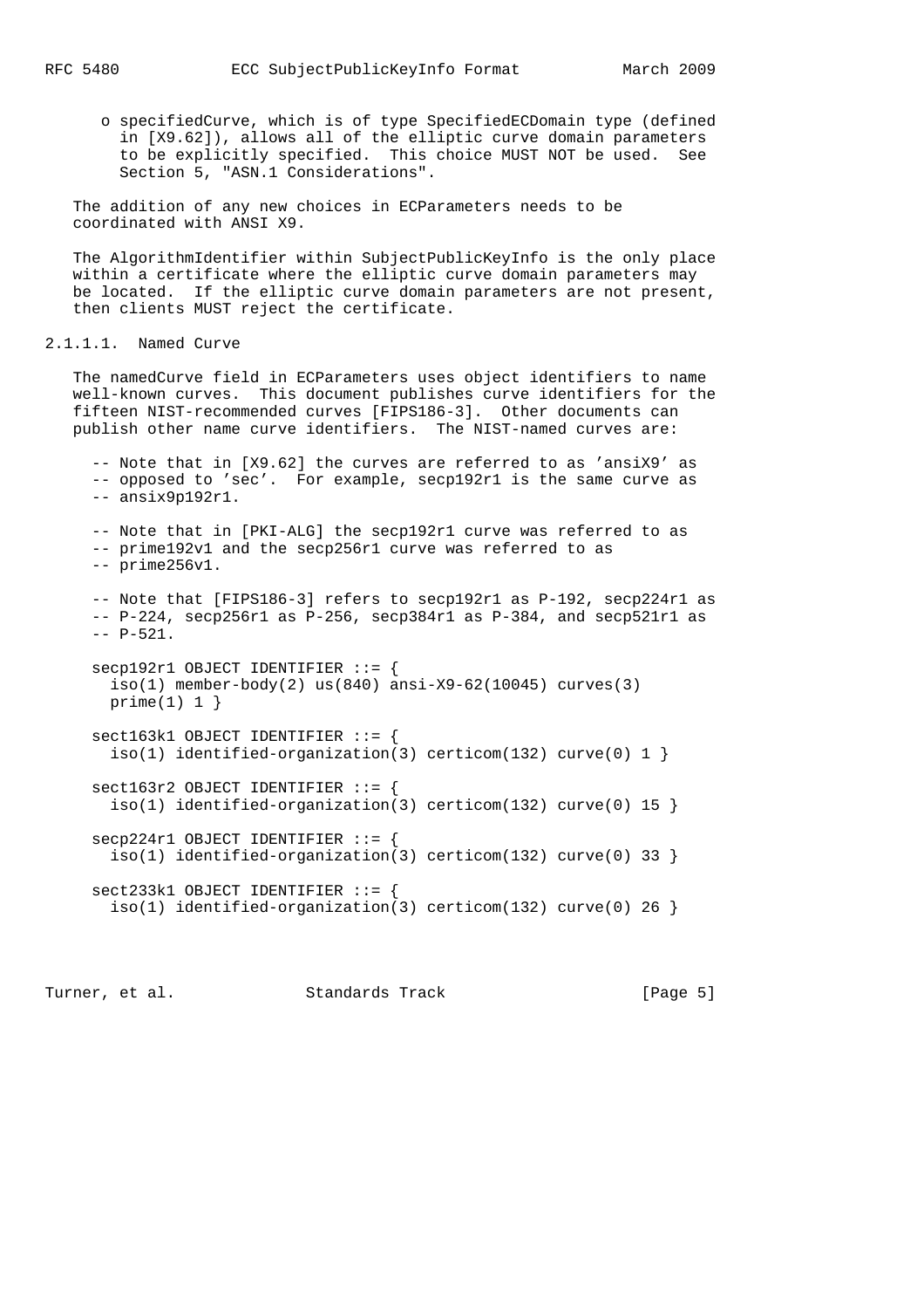- specifiedCurve, which is of type SpecifiedECDomain type (defined in [X9.62]), allows all of the elliptic curve domain parameters to be explicitly specified. This choice MUST NOT be used. See Section 5, "ASN.1 Considerations".

The addition of any new choices in ECParameters needs to be coordinated with ANSI X9.

The AlgorithmIdentifier within SubjectPublicKeyInfo is the only place within a certificate where the elliptic curve domain parameters may be located. If the elliptic curve domain parameters are not present, then clients MUST reject the certificate.

#### 2.1.1.1. Named Curve

The namedCurve field in ECParameters uses object identifiers to name well-known curves. This document publishes curve identifiers for the fifteen NIST-recommended curves [FIPS186-3]. Other documents can publish other name curve identifiers. The NIST-named curves are:

```
-- Note that in [X9.62] the curves are referred to as 'ansiX9' as
-- opposed to 'sec'.  For example, secp192r1 is the same curve as
-- ansix9p192r1.

-- Note that in [PKI-ALG] the secp192r1 curve was referred to as
-- prime192v1 and the secp256r1 curve was referred to as
-- prime256v1.

-- Note that [FIPS186-3] refers to secp192r1 as P-192, secp224r1 as
-- P-224, secp256r1 as P-256, secp384r1 as P-384, and secp521r1 as
-- P-521.

secp192r1 OBJECT IDENTIFIER ::= {
  iso(1) member-body(2) us(840) ansi-X9-62(10045) curves(3)
  prime(1) 1 }

sect163k1 OBJECT IDENTIFIER ::= {
  iso(1) identified-organization(3) certicom(132) curve(0) 1 }

sect163r2 OBJECT IDENTIFIER ::= {
  iso(1) identified-organization(3) certicom(132) curve(0) 15 }

secp224r1 OBJECT IDENTIFIER ::= {
  iso(1) identified-organization(3) certicom(132) curve(0) 33 }

sect233k1 OBJECT IDENTIFIER ::= {
  iso(1) identified-organization(3) certicom(132) curve(0) 26 }
```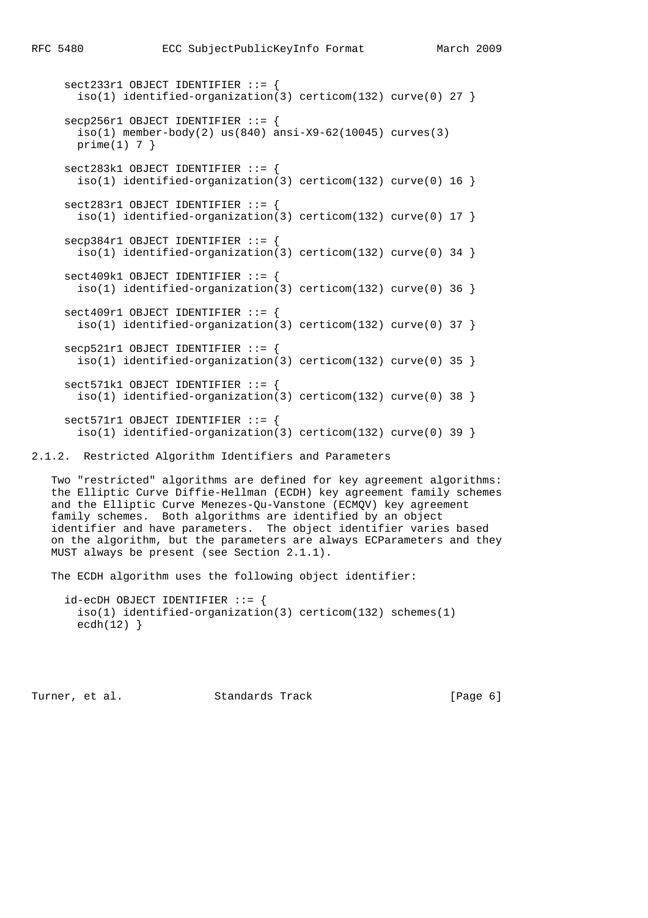```
sect233r1 OBJECT IDENTIFIER ::= {
  iso(1) identified-organization(3) certicom(132) curve(0) 27 }

secp256r1 OBJECT IDENTIFIER ::= {
  iso(1) member-body(2) us(840) ansi-X9-62(10045) curves(3)
  prime(1) 7 }

sect283k1 OBJECT IDENTIFIER ::= {
  iso(1) identified-organization(3) certicom(132) curve(0) 16 }

sect283r1 OBJECT IDENTIFIER ::= {
  iso(1) identified-organization(3) certicom(132) curve(0) 17 }

secp384r1 OBJECT IDENTIFIER ::= {
  iso(1) identified-organization(3) certicom(132) curve(0) 34 }

sect409k1 OBJECT IDENTIFIER ::= {
  iso(1) identified-organization(3) certicom(132) curve(0) 36 }

sect409r1 OBJECT IDENTIFIER ::= {
  iso(1) identified-organization(3) certicom(132) curve(0) 37 }

secp521r1 OBJECT IDENTIFIER ::= {
  iso(1) identified-organization(3) certicom(132) curve(0) 35 }

sect571k1 OBJECT IDENTIFIER ::= {
  iso(1) identified-organization(3) certicom(132) curve(0) 38 }

sect571r1 OBJECT IDENTIFIER ::= {
  iso(1) identified-organization(3) certicom(132) curve(0) 39 }
```

### 2.1.2. Restricted Algorithm Identifiers and Parameters

Two "restricted" algorithms are defined for key agreement algorithms: the Elliptic Curve Diffie-Hellman (ECDH) key agreement family schemes and the Elliptic Curve Menezes-Qu-Vanstone (ECMQV) key agreement family schemes. Both algorithms are identified by an object identifier and have parameters. The object identifier varies based on the algorithm, but the parameters are always ECParameters and they MUST always be present (see Section 2.1.1).

The ECDH algorithm uses the following object identifier:

```
id-ecDH OBJECT IDENTIFIER ::= {
  iso(1) identified-organization(3) certicom(132) schemes(1)
  ecdh(12) }
```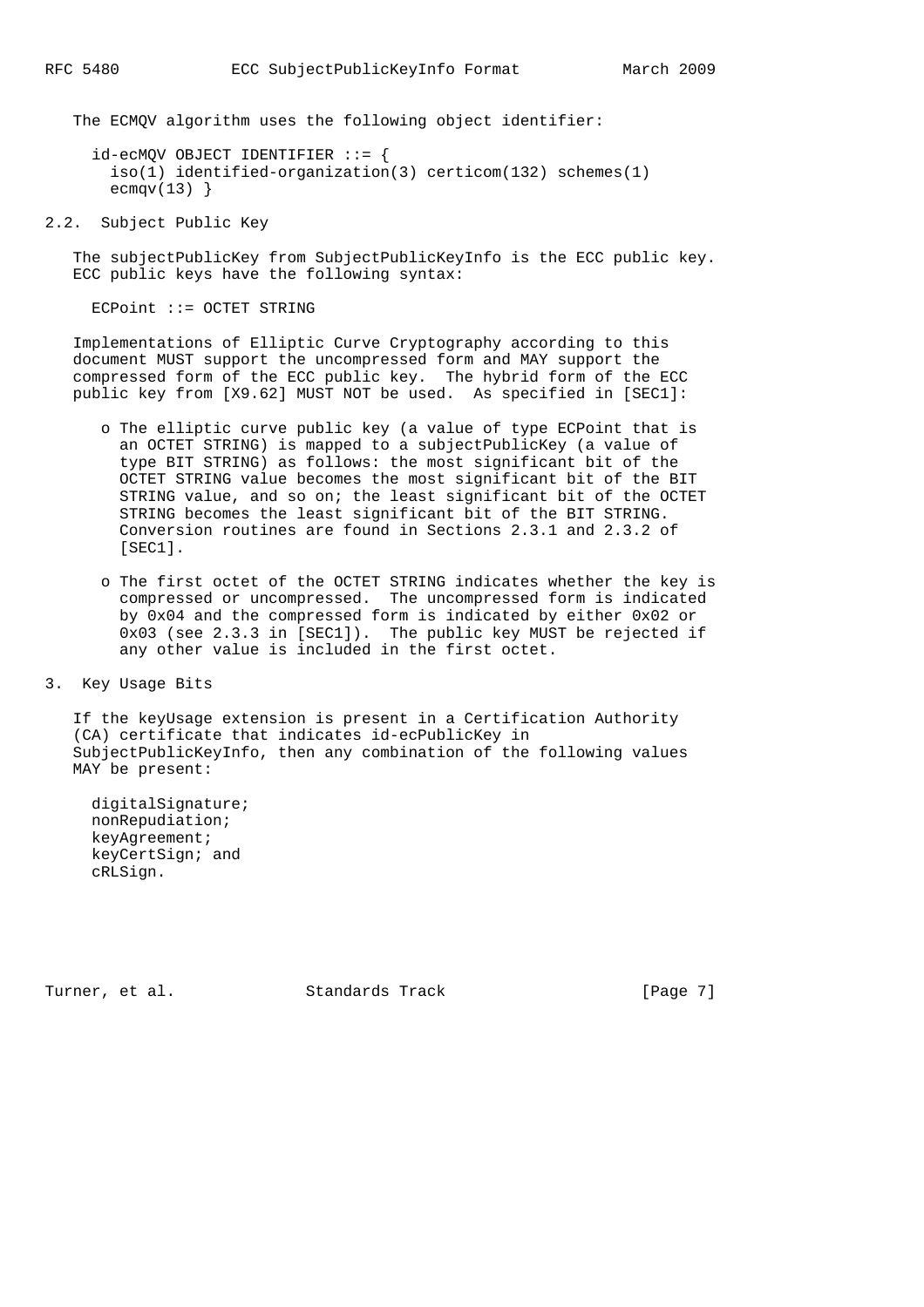The ECMQV algorithm uses the following object identifier:

```
id-ecMQV OBJECT IDENTIFIER ::= {
  iso(1) identified-organization(3) certicom(132) schemes(1)
  ecmqv(13) }
```

## 2.2. Subject Public Key

The subjectPublicKey from SubjectPublicKeyInfo is the ECC public key. ECC public keys have the following syntax:

```
ECPoint ::= OCTET STRING
```

Implementations of Elliptic Curve Cryptography according to this document MUST support the uncompressed form and MAY support the compressed form of the ECC public key. The hybrid form of the ECC public key from [X9.62] MUST NOT be used. As specified in [SEC1]:

- The elliptic curve public key (a value of type ECPoint that is an OCTET STRING) is mapped to a subjectPublicKey (a value of type BIT STRING) as follows: the most significant bit of the OCTET STRING value becomes the most significant bit of the BIT STRING value, and so on; the least significant bit of the OCTET STRING becomes the least significant bit of the BIT STRING. Conversion routines are found in Sections 2.3.1 and 2.3.2 of [SEC1].

- The first octet of the OCTET STRING indicates whether the key is compressed or uncompressed. The uncompressed form is indicated by 0x04 and the compressed form is indicated by either 0x02 or 0x03 (see 2.3.3 in [SEC1]). The public key MUST be rejected if any other value is included in the first octet.

# 3. Key Usage Bits

If the keyUsage extension is present in a Certification Authority (CA) certificate that indicates id-ecPublicKey in SubjectPublicKeyInfo, then any combination of the following values MAY be present:

```
digitalSignature;
nonRepudiation;
keyAgreement;
keyCertSign; and
cRLSign.
```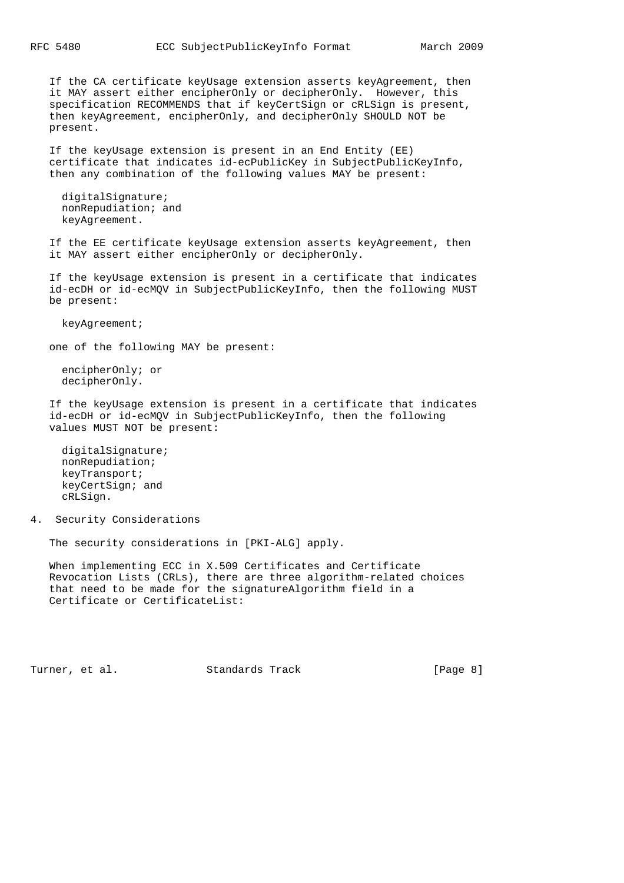If the CA certificate keyUsage extension asserts keyAgreement, then it MAY assert either encipherOnly or decipherOnly. However, this specification RECOMMENDS that if keyCertSign or cRLSign is present, then keyAgreement, encipherOnly, and decipherOnly SHOULD NOT be present.

If the keyUsage extension is present in an End Entity (EE) certificate that indicates id-ecPublicKey in SubjectPublicKeyInfo, then any combination of the following values MAY be present:

- digitalSignature;
- nonRepudiation; and
- keyAgreement.

If the EE certificate keyUsage extension asserts keyAgreement, then it MAY assert either encipherOnly or decipherOnly.

If the keyUsage extension is present in a certificate that indicates id-ecDH or id-ecMQV in SubjectPublicKeyInfo, then the following MUST be present:

- keyAgreement;

one of the following MAY be present:

- encipherOnly; or
- decipherOnly.

If the keyUsage extension is present in a certificate that indicates id-ecDH or id-ecMQV in SubjectPublicKeyInfo, then the following values MUST NOT be present:

- digitalSignature;
- nonRepudiation;
- keyTransport;
- keyCertSign; and
- cRLSign.

## 4. Security Considerations

The security considerations in [PKI-ALG] apply.

When implementing ECC in X.509 Certificates and Certificate Revocation Lists (CRLs), there are three algorithm-related choices that need to be made for the signatureAlgorithm field in a Certificate or CertificateList: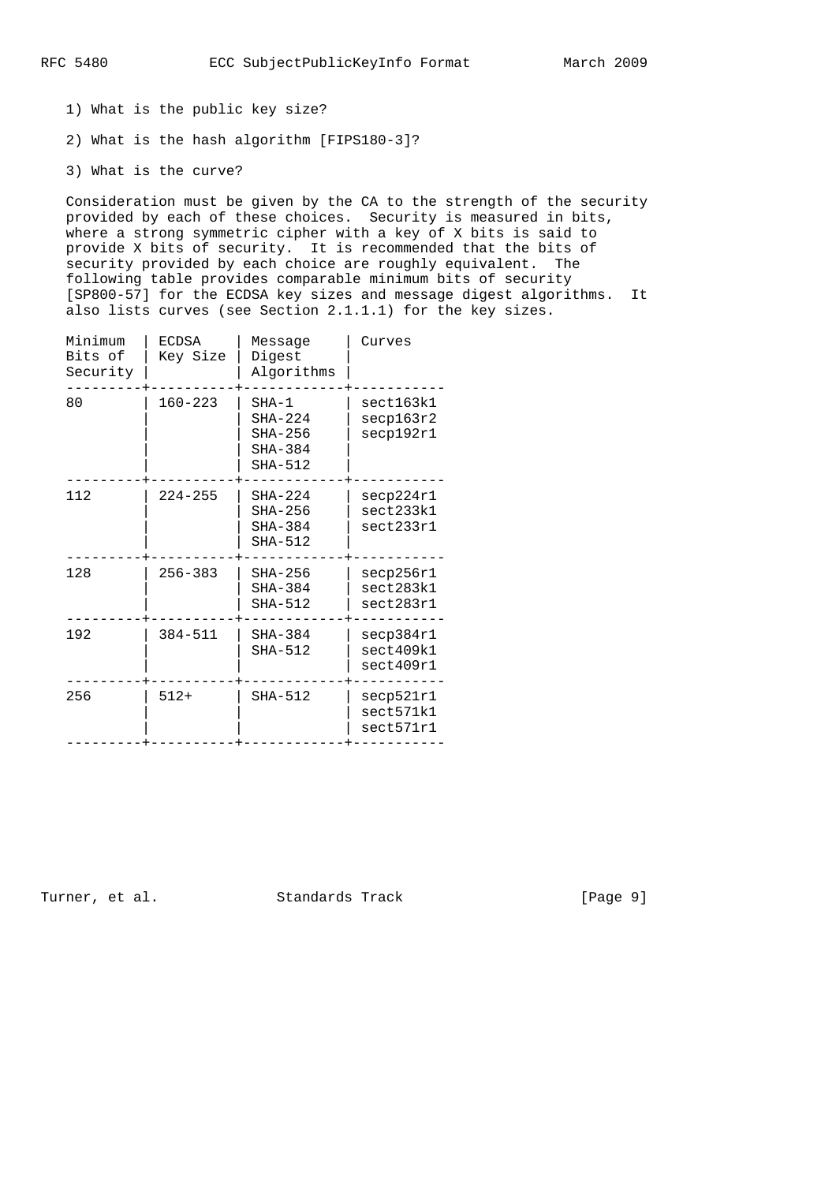1) What is the public key size?

2) What is the hash algorithm [FIPS180-3]?

3) What is the curve?

Consideration must be given by the CA to the strength of the security provided by each of these choices. Security is measured in bits, where a strong symmetric cipher with a key of X bits is said to provide X bits of security. It is recommended that the bits of security provided by each choice are roughly equivalent. The following table provides comparable minimum bits of security [SP800-57] for the ECDSA key sizes and message digest algorithms. It also lists curves (see Section 2.1.1.1) for the key sizes.

| Minimum Bits of Security | ECDSA Key Size | Message Digest Algorithms | Curves |
|---|---|---|---|
| 80 | 160-223 | SHA-1<br>SHA-224<br>SHA-256<br>SHA-384<br>SHA-512 | sect163k1<br>secp163r2<br>secp192r1 |
| 112 | 224-255 | SHA-224<br>SHA-256<br>SHA-384<br>SHA-512 | secp224r1<br>sect233k1<br>sect233r1 |
| 128 | 256-383 | SHA-256<br>SHA-384<br>SHA-512 | secp256r1<br>sect283k1<br>sect283r1 |
| 192 | 384-511 | SHA-384<br>SHA-512 | secp384r1<br>sect409k1<br>sect409r1 |
| 256 | 512+ | SHA-512 | secp521r1<br>sect571k1<br>sect571r1 |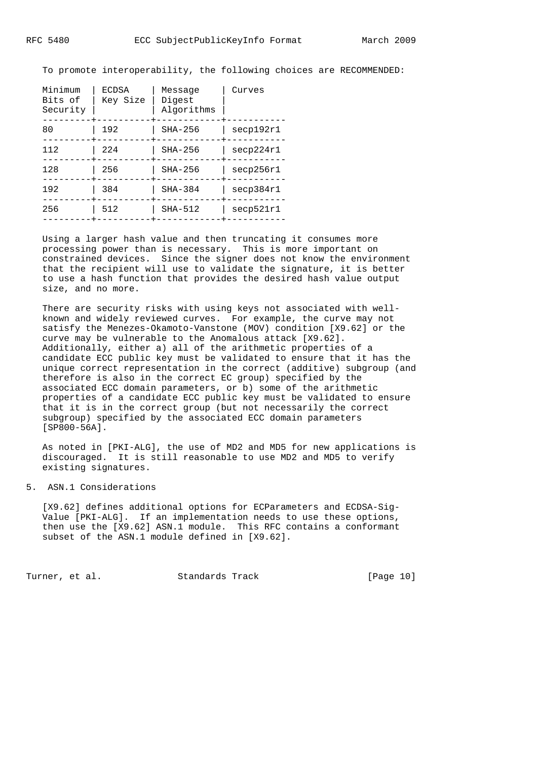To promote interoperability, the following choices are RECOMMENDED:

| Minimum Bits of Security | ECDSA Key Size | Message Digest Algorithms | Curves |
|---|---|---|---|
| 80 | 192 | SHA-256 | secp192r1 |
| 112 | 224 | SHA-256 | secp224r1 |
| 128 | 256 | SHA-256 | secp256r1 |
| 192 | 384 | SHA-384 | secp384r1 |
| 256 | 512 | SHA-512 | secp521r1 |

Using a larger hash value and then truncating it consumes more processing power than is necessary. This is more important on constrained devices. Since the signer does not know the environment that the recipient will use to validate the signature, it is better to use a hash function that provides the desired hash value output size, and no more.

There are security risks with using keys not associated with well-known and widely reviewed curves. For example, the curve may not satisfy the Menezes-Okamoto-Vanstone (MOV) condition [X9.62] or the curve may be vulnerable to the Anomalous attack [X9.62]. Additionally, either a) all of the arithmetic properties of a candidate ECC public key must be validated to ensure that it has the unique correct representation in the correct (additive) subgroup (and therefore is also in the correct EC group) specified by the associated ECC domain parameters, or b) some of the arithmetic properties of a candidate ECC public key must be validated to ensure that it is in the correct group (but not necessarily the correct subgroup) specified by the associated ECC domain parameters [SP800-56A].

As noted in [PKI-ALG], the use of MD2 and MD5 for new applications is discouraged. It is still reasonable to use MD2 and MD5 to verify existing signatures.

## 5. ASN.1 Considerations

[X9.62] defines additional options for ECParameters and ECDSA-Sig-Value [PKI-ALG]. If an implementation needs to use these options, then use the [X9.62] ASN.1 module. This RFC contains a conformant subset of the ASN.1 module defined in [X9.62].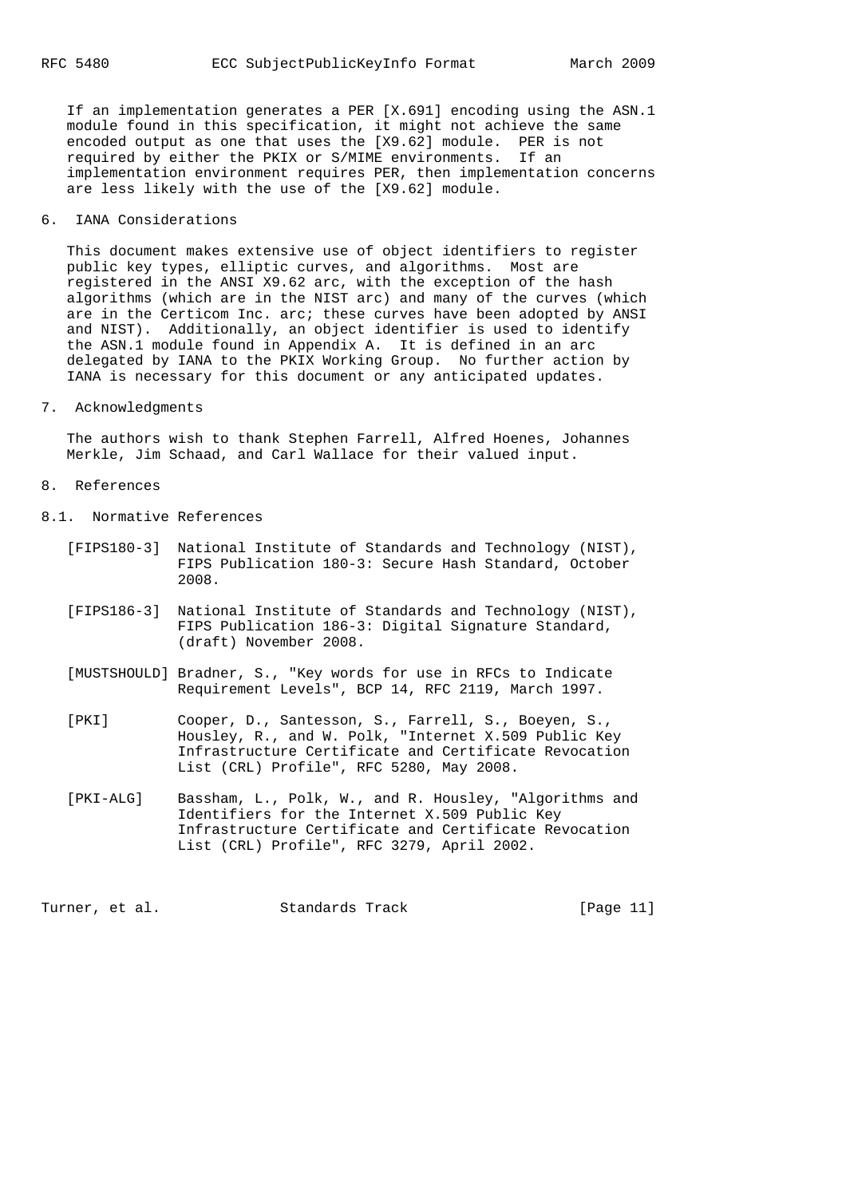If an implementation generates a PER [X.691] encoding using the ASN.1 module found in this specification, it might not achieve the same encoded output as one that uses the [X9.62] module. PER is not required by either the PKIX or S/MIME environments. If an implementation environment requires PER, then implementation concerns are less likely with the use of the [X9.62] module.

## 6. IANA Considerations

This document makes extensive use of object identifiers to register public key types, elliptic curves, and algorithms. Most are registered in the ANSI X9.62 arc, with the exception of the hash algorithms (which are in the NIST arc) and many of the curves (which are in the Certicom Inc. arc; these curves have been adopted by ANSI and NIST). Additionally, an object identifier is used to identify the ASN.1 module found in Appendix A. It is defined in an arc delegated by IANA to the PKIX Working Group. No further action by IANA is necessary for this document or any anticipated updates.

## 7. Acknowledgments

The authors wish to thank Stephen Farrell, Alfred Hoenes, Johannes Merkle, Jim Schaad, and Carl Wallace for their valued input.

## 8. References

### 8.1. Normative References

[FIPS180-3] National Institute of Standards and Technology (NIST), FIPS Publication 180-3: Secure Hash Standard, October 2008.

[FIPS186-3] National Institute of Standards and Technology (NIST), FIPS Publication 186-3: Digital Signature Standard, (draft) November 2008.

[MUSTSHOULD] Bradner, S., "Key words for use in RFCs to Indicate Requirement Levels", BCP 14, RFC 2119, March 1997.

[PKI] Cooper, D., Santesson, S., Farrell, S., Boeyen, S., Housley, R., and W. Polk, "Internet X.509 Public Key Infrastructure Certificate and Certificate Revocation List (CRL) Profile", RFC 5280, May 2008.

[PKI-ALG] Bassham, L., Polk, W., and R. Housley, "Algorithms and Identifiers for the Internet X.509 Public Key Infrastructure Certificate and Certificate Revocation List (CRL) Profile", RFC 3279, April 2002.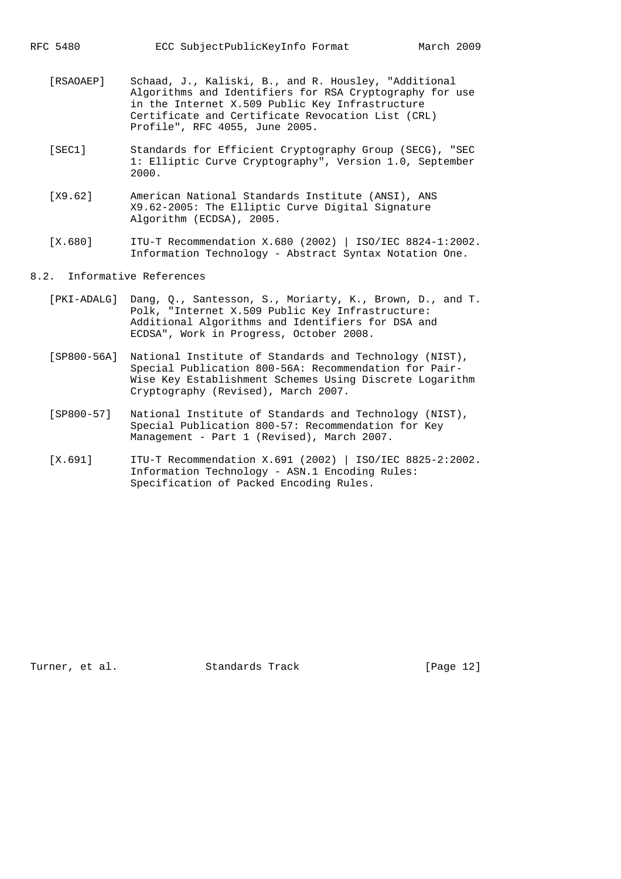[RSAOAEP] Schaad, J., Kaliski, B., and R. Housley, "Additional Algorithms and Identifiers for RSA Cryptography for use in the Internet X.509 Public Key Infrastructure Certificate and Certificate Revocation List (CRL) Profile", RFC 4055, June 2005.

[SEC1] Standards for Efficient Cryptography Group (SECG), "SEC 1: Elliptic Curve Cryptography", Version 1.0, September 2000.

[X9.62] American National Standards Institute (ANSI), ANS X9.62-2005: The Elliptic Curve Digital Signature Algorithm (ECDSA), 2005.

[X.680] ITU-T Recommendation X.680 (2002) | ISO/IEC 8824-1:2002. Information Technology - Abstract Syntax Notation One.

## 8.2. Informative References

[PKI-ADALG] Dang, Q., Santesson, S., Moriarty, K., Brown, D., and T. Polk, "Internet X.509 Public Key Infrastructure: Additional Algorithms and Identifiers for DSA and ECDSA", Work in Progress, October 2008.

[SP800-56A] National Institute of Standards and Technology (NIST), Special Publication 800-56A: Recommendation for Pair-Wise Key Establishment Schemes Using Discrete Logarithm Cryptography (Revised), March 2007.

[SP800-57] National Institute of Standards and Technology (NIST), Special Publication 800-57: Recommendation for Key Management - Part 1 (Revised), March 2007.

[X.691] ITU-T Recommendation X.691 (2002) | ISO/IEC 8825-2:2002. Information Technology - ASN.1 Encoding Rules: Specification of Packed Encoding Rules.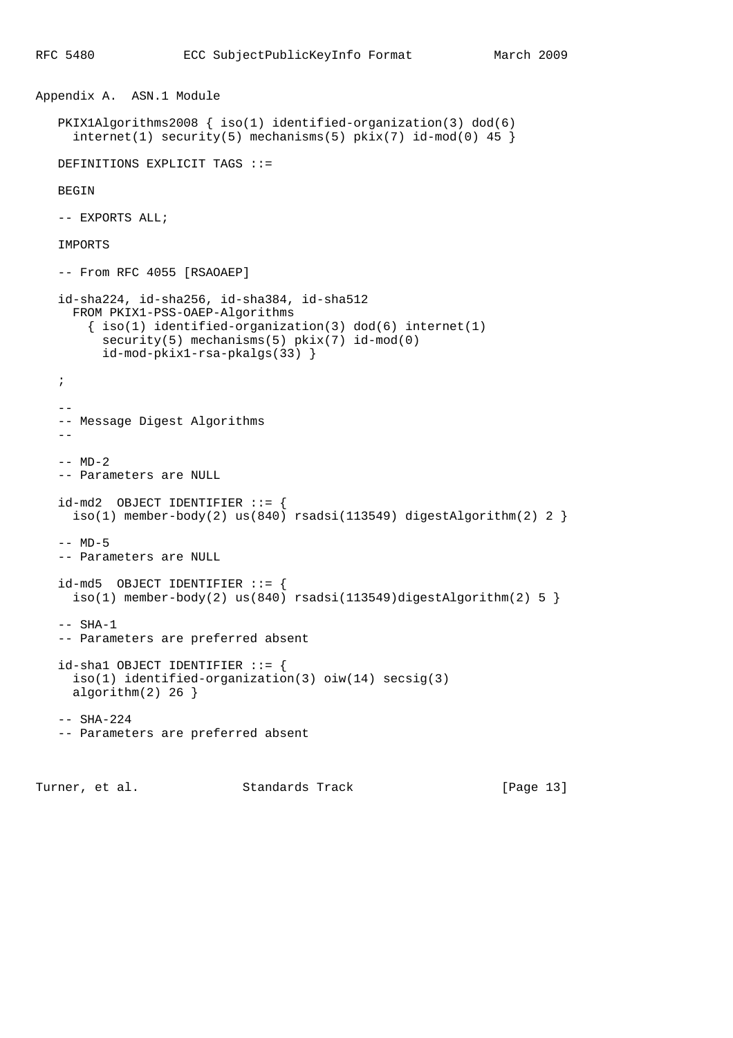## Appendix A. ASN.1 Module

```
   PKIX1Algorithms2008 { iso(1) identified-organization(3) dod(6)
     internet(1) security(5) mechanisms(5) pkix(7) id-mod(0) 45 }

   DEFINITIONS EXPLICIT TAGS ::=

   BEGIN

   -- EXPORTS ALL;

   IMPORTS

   -- From RFC 4055 [RSAOAEP]

   id-sha224, id-sha256, id-sha384, id-sha512
     FROM PKIX1-PSS-OAEP-Algorithms
       { iso(1) identified-organization(3) dod(6) internet(1)
         security(5) mechanisms(5) pkix(7) id-mod(0)
         id-mod-pkix1-rsa-pkalgs(33) }

   ;

   --
   -- Message Digest Algorithms
   --

   -- MD-2
   -- Parameters are NULL

   id-md2  OBJECT IDENTIFIER ::= {
     iso(1) member-body(2) us(840) rsadsi(113549) digestAlgorithm(2) 2 }

   -- MD-5
   -- Parameters are NULL

   id-md5  OBJECT IDENTIFIER ::= {
     iso(1) member-body(2) us(840) rsadsi(113549)digestAlgorithm(2) 5 }

   -- SHA-1
   -- Parameters are preferred absent

   id-sha1 OBJECT IDENTIFIER ::= {
     iso(1) identified-organization(3) oiw(14) secsig(3)
     algorithm(2) 26 }

   -- SHA-224
   -- Parameters are preferred absent
```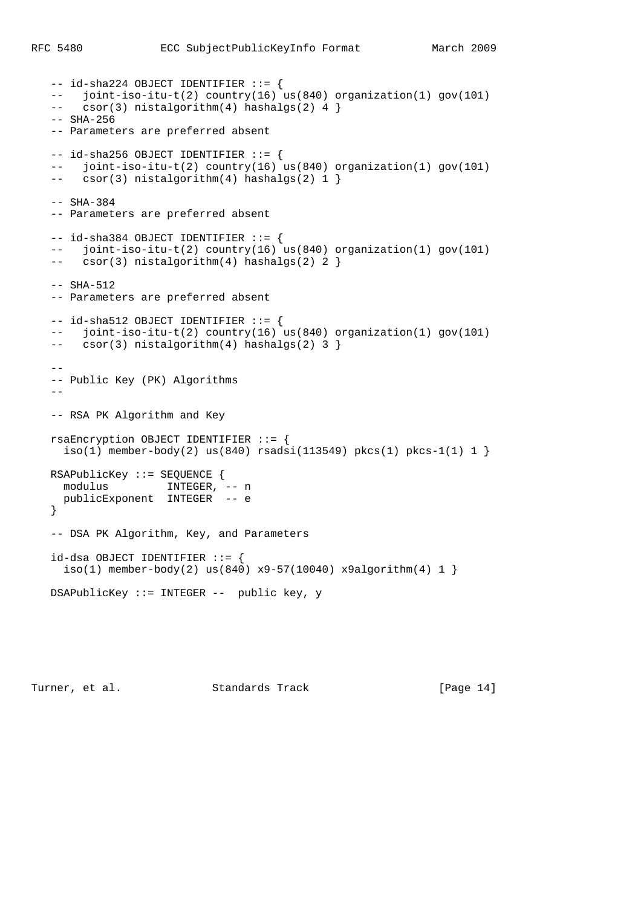```
   -- id-sha224 OBJECT IDENTIFIER ::= {
   --   joint-iso-itu-t(2) country(16) us(840) organization(1) gov(101)
   --   csor(3) nistalgorithm(4) hashalgs(2) 4 }
   -- SHA-256
   -- Parameters are preferred absent

   -- id-sha256 OBJECT IDENTIFIER ::= {
   --   joint-iso-itu-t(2) country(16) us(840) organization(1) gov(101)
   --   csor(3) nistalgorithm(4) hashalgs(2) 1 }

   -- SHA-384
   -- Parameters are preferred absent

   -- id-sha384 OBJECT IDENTIFIER ::= {
   --   joint-iso-itu-t(2) country(16) us(840) organization(1) gov(101)
   --   csor(3) nistalgorithm(4) hashalgs(2) 2 }

   -- SHA-512
   -- Parameters are preferred absent

   -- id-sha512 OBJECT IDENTIFIER ::= {
   --   joint-iso-itu-t(2) country(16) us(840) organization(1) gov(101)
   --   csor(3) nistalgorithm(4) hashalgs(2) 3 }

   --
   -- Public Key (PK) Algorithms
   --

   -- RSA PK Algorithm and Key

   rsaEncryption OBJECT IDENTIFIER ::= {
     iso(1) member-body(2) us(840) rsadsi(113549) pkcs(1) pkcs-1(1) 1 }

   RSAPublicKey ::= SEQUENCE {
     modulus         INTEGER, -- n
     publicExponent  INTEGER  -- e
   }

   -- DSA PK Algorithm, Key, and Parameters

   id-dsa OBJECT IDENTIFIER ::= {
     iso(1) member-body(2) us(840) x9-57(10040) x9algorithm(4) 1 }

   DSAPublicKey ::= INTEGER --  public key, y
```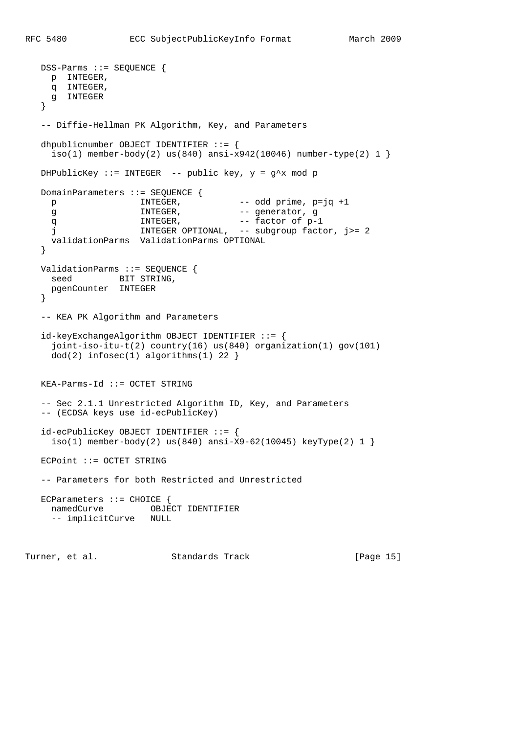```
   DSS-Parms ::= SEQUENCE {
     p  INTEGER,
     q  INTEGER,
     g  INTEGER
   }

   -- Diffie-Hellman PK Algorithm, Key, and Parameters

   dhpublicnumber OBJECT IDENTIFIER ::= {
     iso(1) member-body(2) us(840) ansi-x942(10046) number-type(2) 1 }

   DHPublicKey ::= INTEGER  -- public key, y = g^x mod p

   DomainParameters ::= SEQUENCE {
     p                INTEGER,           -- odd prime, p=jq +1
     g                INTEGER,           -- generator, g
     q                INTEGER,           -- factor of p-1
     j                INTEGER OPTIONAL,  -- subgroup factor, j>= 2
     validationParms  ValidationParms OPTIONAL
   }

   ValidationParms ::= SEQUENCE {
     seed         BIT STRING,
     pgenCounter  INTEGER
   }

   -- KEA PK Algorithm and Parameters

   id-keyExchangeAlgorithm OBJECT IDENTIFIER ::= {
     joint-iso-itu-t(2) country(16) us(840) organization(1) gov(101)
     dod(2) infosec(1) algorithms(1) 22 }


   KEA-Parms-Id ::= OCTET STRING

   -- Sec 2.1.1 Unrestricted Algorithm ID, Key, and Parameters
   -- (ECDSA keys use id-ecPublicKey)

   id-ecPublicKey OBJECT IDENTIFIER ::= {
     iso(1) member-body(2) us(840) ansi-X9-62(10045) keyType(2) 1 }

   ECPoint ::= OCTET STRING

   -- Parameters for both Restricted and Unrestricted

   ECParameters ::= CHOICE {
     namedCurve         OBJECT IDENTIFIER
     -- implicitCurve   NULL
```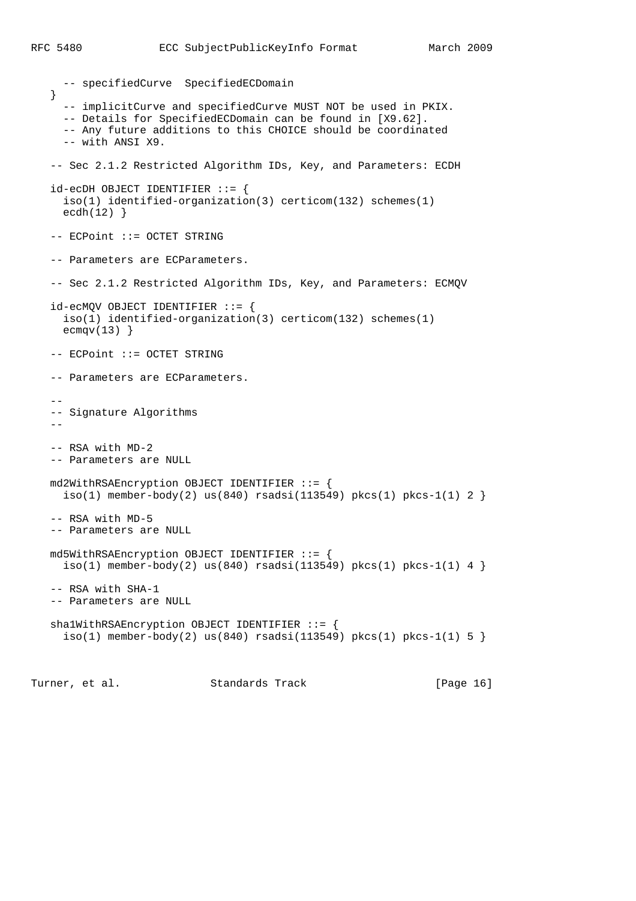```
     -- specifiedCurve  SpecifiedECDomain
   }
     -- implicitCurve and specifiedCurve MUST NOT be used in PKIX.
     -- Details for SpecifiedECDomain can be found in [X9.62].
     -- Any future additions to this CHOICE should be coordinated
     -- with ANSI X9.

   -- Sec 2.1.2 Restricted Algorithm IDs, Key, and Parameters: ECDH

   id-ecDH OBJECT IDENTIFIER ::= {
     iso(1) identified-organization(3) certicom(132) schemes(1)
     ecdh(12) }

   -- ECPoint ::= OCTET STRING

   -- Parameters are ECParameters.

   -- Sec 2.1.2 Restricted Algorithm IDs, Key, and Parameters: ECMQV

   id-ecMQV OBJECT IDENTIFIER ::= {
     iso(1) identified-organization(3) certicom(132) schemes(1)
     ecmqv(13) }

   -- ECPoint ::= OCTET STRING

   -- Parameters are ECParameters.

   --
   -- Signature Algorithms
   --

   -- RSA with MD-2
   -- Parameters are NULL

   md2WithRSAEncryption OBJECT IDENTIFIER ::= {
     iso(1) member-body(2) us(840) rsadsi(113549) pkcs(1) pkcs-1(1) 2 }

   -- RSA with MD-5
   -- Parameters are NULL

   md5WithRSAEncryption OBJECT IDENTIFIER ::= {
     iso(1) member-body(2) us(840) rsadsi(113549) pkcs(1) pkcs-1(1) 4 }

   -- RSA with SHA-1
   -- Parameters are NULL

   sha1WithRSAEncryption OBJECT IDENTIFIER ::= {
     iso(1) member-body(2) us(840) rsadsi(113549) pkcs(1) pkcs-1(1) 5 }
```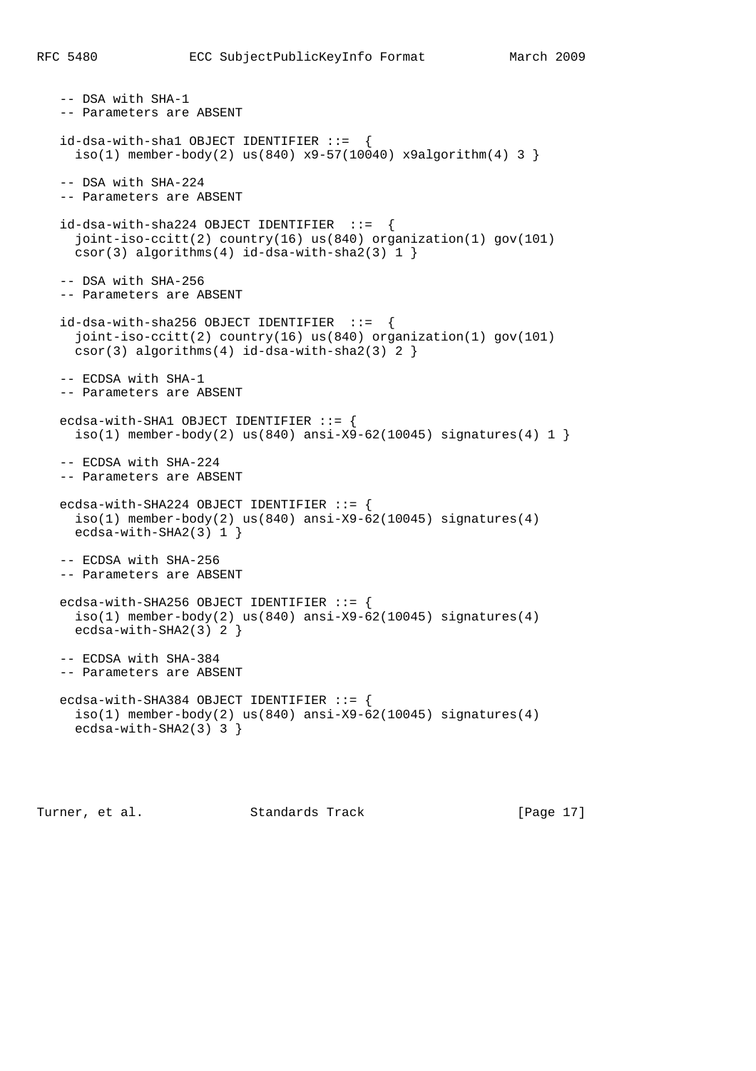```
   -- DSA with SHA-1
   -- Parameters are ABSENT

   id-dsa-with-sha1 OBJECT IDENTIFIER ::=  {
     iso(1) member-body(2) us(840) x9-57(10040) x9algorithm(4) 3 }

   -- DSA with SHA-224
   -- Parameters are ABSENT

   id-dsa-with-sha224 OBJECT IDENTIFIER  ::=  {
     joint-iso-ccitt(2) country(16) us(840) organization(1) gov(101)
     csor(3) algorithms(4) id-dsa-with-sha2(3) 1 }

   -- DSA with SHA-256
   -- Parameters are ABSENT

   id-dsa-with-sha256 OBJECT IDENTIFIER  ::=  {
     joint-iso-ccitt(2) country(16) us(840) organization(1) gov(101)
     csor(3) algorithms(4) id-dsa-with-sha2(3) 2 }

   -- ECDSA with SHA-1
   -- Parameters are ABSENT

   ecdsa-with-SHA1 OBJECT IDENTIFIER ::= {
     iso(1) member-body(2) us(840) ansi-X9-62(10045) signatures(4) 1 }

   -- ECDSA with SHA-224
   -- Parameters are ABSENT

   ecdsa-with-SHA224 OBJECT IDENTIFIER ::= {
     iso(1) member-body(2) us(840) ansi-X9-62(10045) signatures(4)
     ecdsa-with-SHA2(3) 1 }

   -- ECDSA with SHA-256
   -- Parameters are ABSENT

   ecdsa-with-SHA256 OBJECT IDENTIFIER ::= {
     iso(1) member-body(2) us(840) ansi-X9-62(10045) signatures(4)
     ecdsa-with-SHA2(3) 2 }

   -- ECDSA with SHA-384
   -- Parameters are ABSENT

   ecdsa-with-SHA384 OBJECT IDENTIFIER ::= {
     iso(1) member-body(2) us(840) ansi-X9-62(10045) signatures(4)
     ecdsa-with-SHA2(3) 3 }
```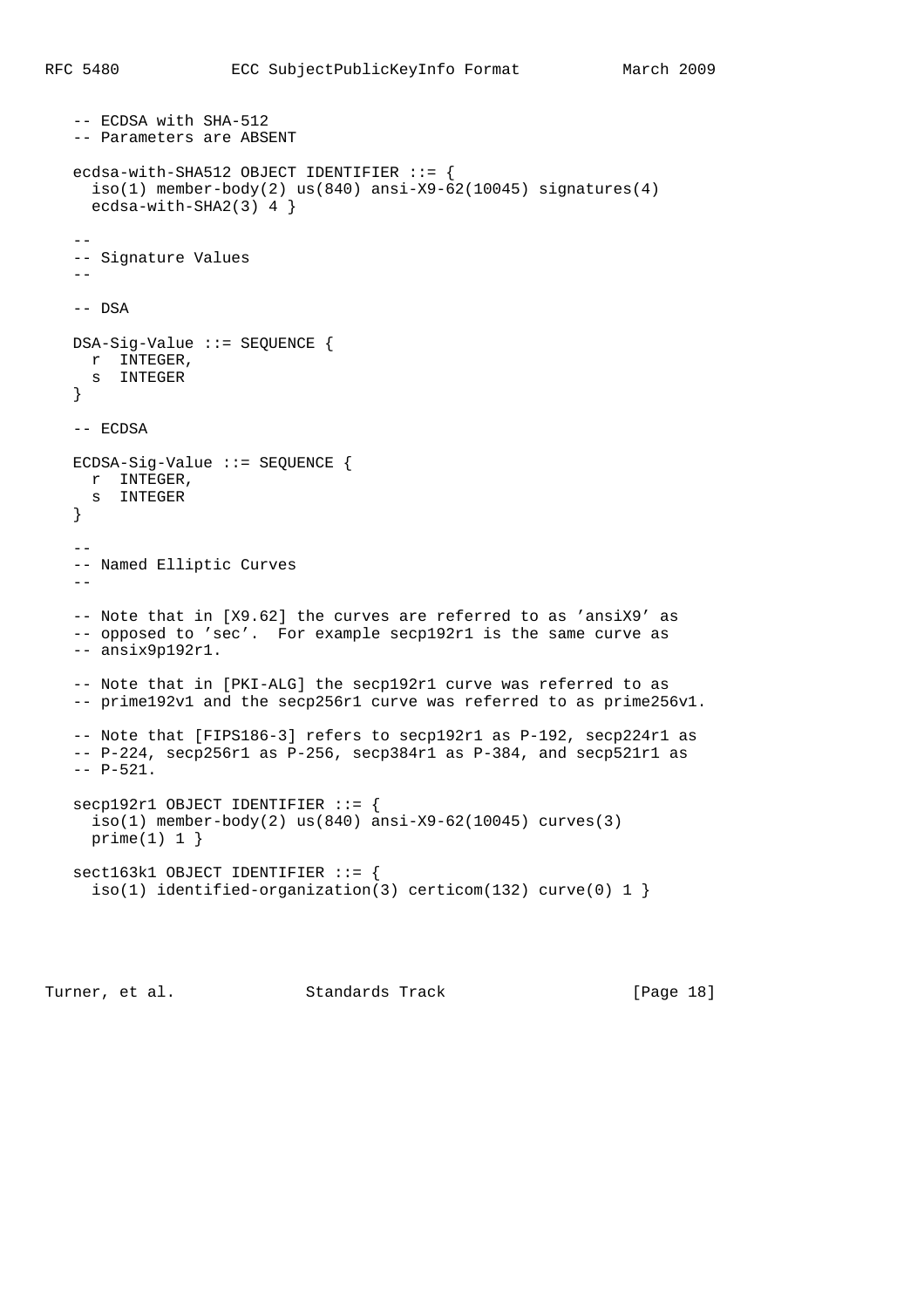```
   -- ECDSA with SHA-512
   -- Parameters are ABSENT

   ecdsa-with-SHA512 OBJECT IDENTIFIER ::= {
     iso(1) member-body(2) us(840) ansi-X9-62(10045) signatures(4)
     ecdsa-with-SHA2(3) 4 }

   --
   -- Signature Values
   --

   -- DSA

   DSA-Sig-Value ::= SEQUENCE {
     r  INTEGER,
     s  INTEGER
   }

   -- ECDSA

   ECDSA-Sig-Value ::= SEQUENCE {
     r  INTEGER,
     s  INTEGER
   }

   --
   -- Named Elliptic Curves
   --

   -- Note that in [X9.62] the curves are referred to as 'ansiX9' as
   -- opposed to 'sec'.  For example secp192r1 is the same curve as
   -- ansix9p192r1.

   -- Note that in [PKI-ALG] the secp192r1 curve was referred to as
   -- prime192v1 and the secp256r1 curve was referred to as prime256v1.

   -- Note that [FIPS186-3] refers to secp192r1 as P-192, secp224r1 as
   -- P-224, secp256r1 as P-256, secp384r1 as P-384, and secp521r1 as
   -- P-521.

   secp192r1 OBJECT IDENTIFIER ::= {
     iso(1) member-body(2) us(840) ansi-X9-62(10045) curves(3)
     prime(1) 1 }

   sect163k1 OBJECT IDENTIFIER ::= {
     iso(1) identified-organization(3) certicom(132) curve(0) 1 }
```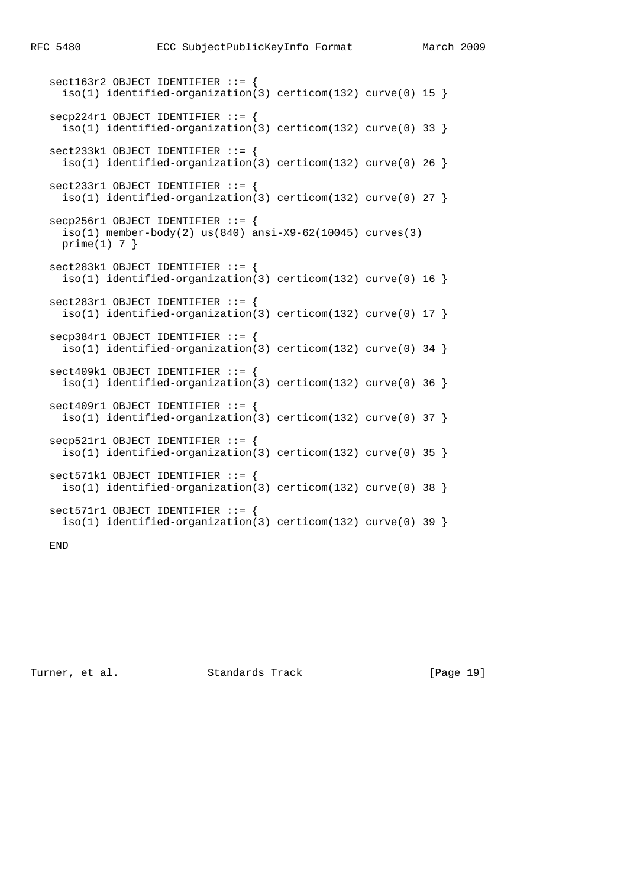```
   sect163r2 OBJECT IDENTIFIER ::= {
     iso(1) identified-organization(3) certicom(132) curve(0) 15 }

   secp224r1 OBJECT IDENTIFIER ::= {
     iso(1) identified-organization(3) certicom(132) curve(0) 33 }

   sect233k1 OBJECT IDENTIFIER ::= {
     iso(1) identified-organization(3) certicom(132) curve(0) 26 }

   sect233r1 OBJECT IDENTIFIER ::= {
     iso(1) identified-organization(3) certicom(132) curve(0) 27 }

   secp256r1 OBJECT IDENTIFIER ::= {
     iso(1) member-body(2) us(840) ansi-X9-62(10045) curves(3)
     prime(1) 7 }

   sect283k1 OBJECT IDENTIFIER ::= {
     iso(1) identified-organization(3) certicom(132) curve(0) 16 }

   sect283r1 OBJECT IDENTIFIER ::= {
     iso(1) identified-organization(3) certicom(132) curve(0) 17 }

   secp384r1 OBJECT IDENTIFIER ::= {
     iso(1) identified-organization(3) certicom(132) curve(0) 34 }

   sect409k1 OBJECT IDENTIFIER ::= {
     iso(1) identified-organization(3) certicom(132) curve(0) 36 }

   sect409r1 OBJECT IDENTIFIER ::= {
     iso(1) identified-organization(3) certicom(132) curve(0) 37 }

   secp521r1 OBJECT IDENTIFIER ::= {
     iso(1) identified-organization(3) certicom(132) curve(0) 35 }

   sect571k1 OBJECT IDENTIFIER ::= {
     iso(1) identified-organization(3) certicom(132) curve(0) 38 }

   sect571r1 OBJECT IDENTIFIER ::= {
     iso(1) identified-organization(3) certicom(132) curve(0) 39 }

   END
```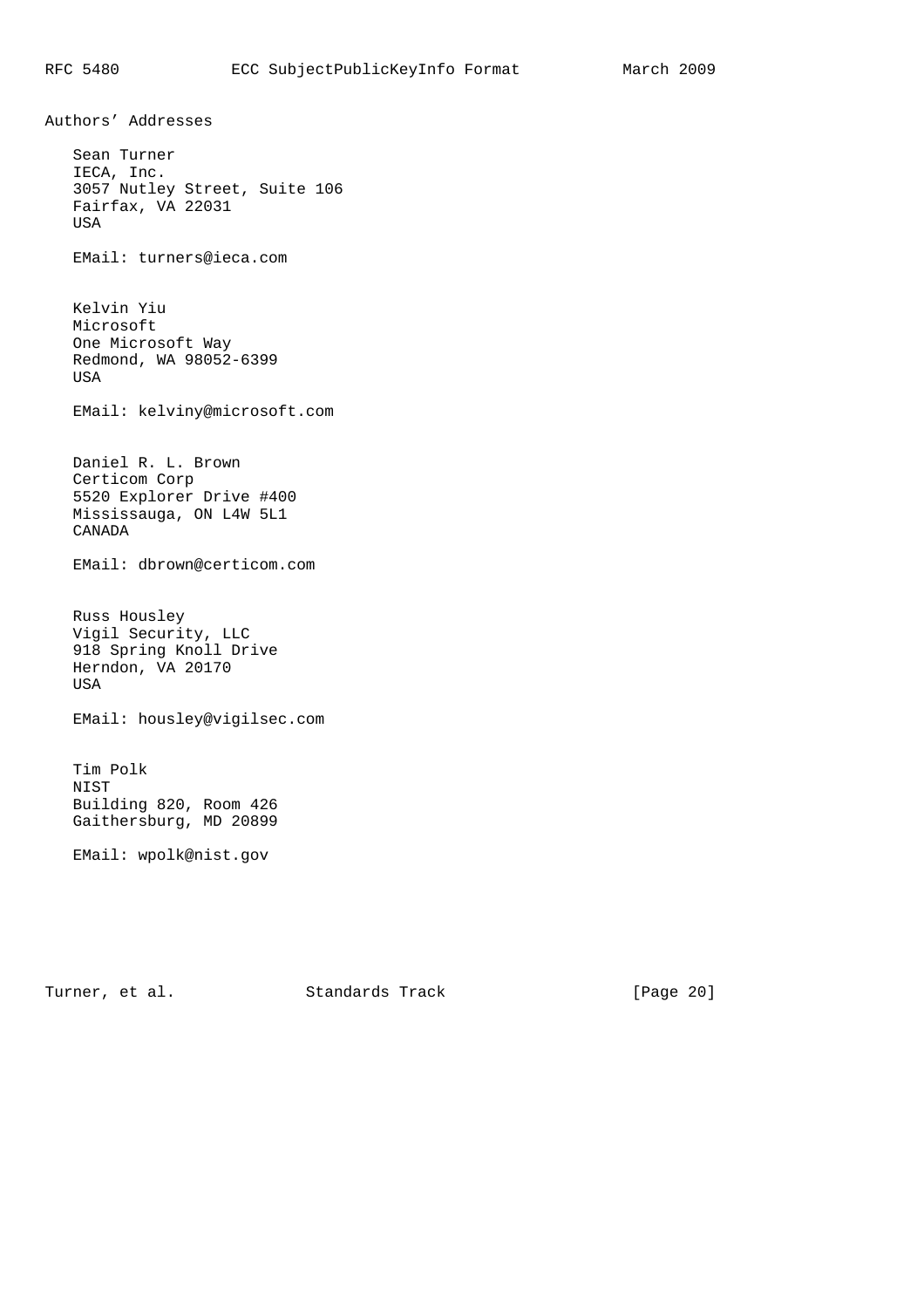## Authors' Addresses

Sean Turner
IECA, Inc.
3057 Nutley Street, Suite 106
Fairfax, VA 22031
USA

EMail: turners@ieca.com

Kelvin Yiu
Microsoft
One Microsoft Way
Redmond, WA 98052-6399
USA

EMail: kelviny@microsoft.com

Daniel R. L. Brown
Certicom Corp
5520 Explorer Drive #400
Mississauga, ON L4W 5L1
CANADA

EMail: dbrown@certicom.com

Russ Housley
Vigil Security, LLC
918 Spring Knoll Drive
Herndon, VA 20170
USA

EMail: housley@vigilsec.com

Tim Polk
NIST
Building 820, Room 426
Gaithersburg, MD 20899

EMail: wpolk@nist.gov